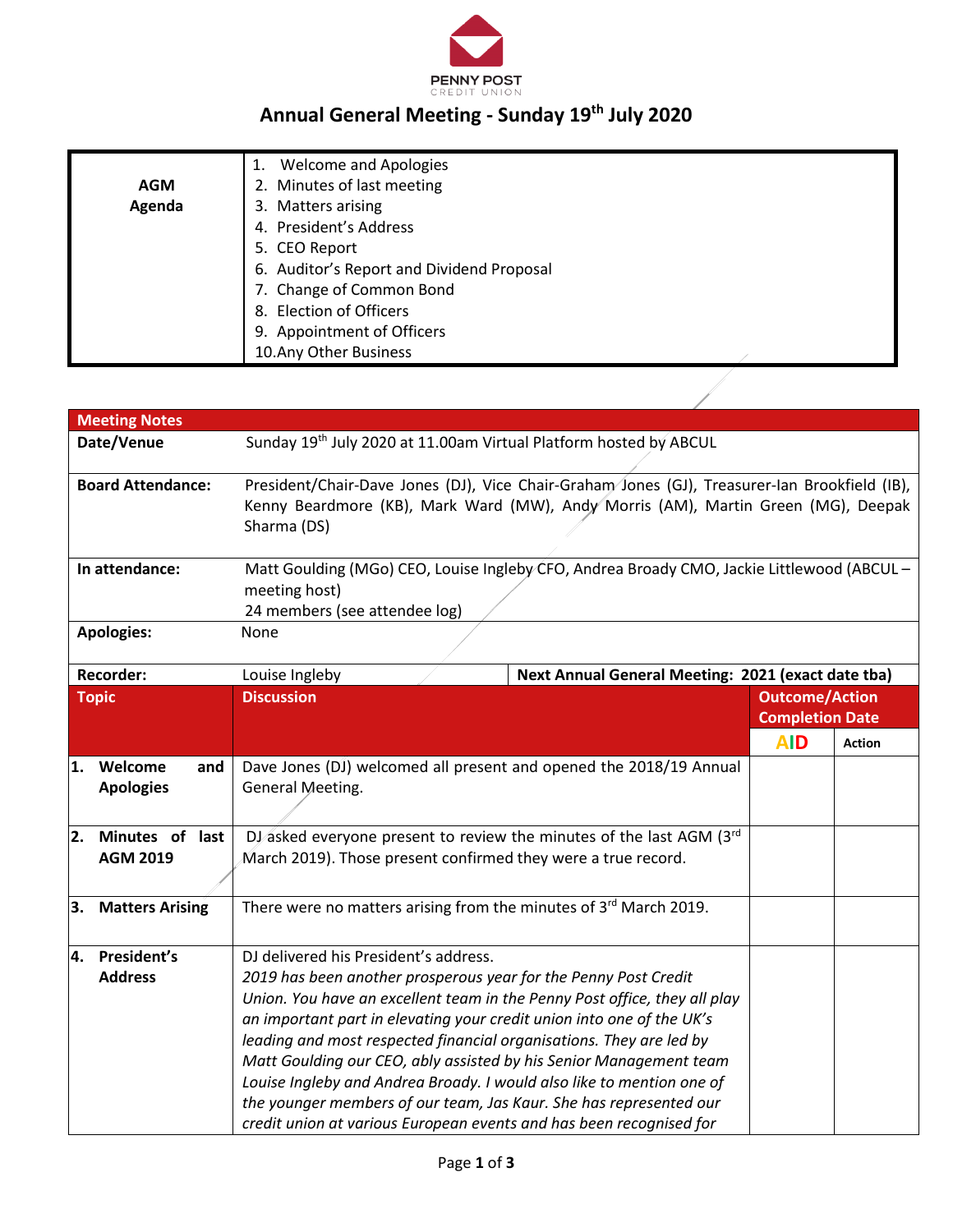PENNY POST
CREDIT UNION

# Annual General Meeting - Sunday 19th July 2020

| AGM Agenda | 1. Welcome and Apologies<br>2. Minutes of last meeting<br>3. Matters arising<br>4. President's Address<br>5. CEO Report<br>6. Auditor's Report and Dividend Proposal<br>7. Change of Common Bond<br>8. Election of Officers<br>9. Appointment of Officers<br>10. Any Other Business |
|---|---|

| Meeting Notes | | | |
|---|---|---|---|
| **Date/Venue** | Sunday 19th July 2020 at 11.00am Virtual Platform hosted by ABCUL | | |
| **Board Attendance:** | President/Chair-Dave Jones (DJ), Vice Chair-Graham Jones (GJ), Treasurer-Ian Brookfield (IB), Kenny Beardmore (KB), Mark Ward (MW), Andy Morris (AM), Martin Green (MG), Deepak Sharma (DS) | | |
| **In attendance:** | Matt Goulding (MGo) CEO, Louise Ingleby CFO, Andrea Broady CMO, Jackie Littlewood (ABCUL – meeting host)<br>24 members (see attendee log) | | |
| **Apologies:** | None | | |
| **Recorder:** | Louise Ingleby | **Next Annual General Meeting: 2021 (exact date tba)** | |
| **Topic** | **Discussion** | **Outcome/Action Completion Date** | |
| | | **AID** | **Action** |
| **1. Welcome and Apologies** | Dave Jones (DJ) welcomed all present and opened the 2018/19 Annual General Meeting. | | |
| **2. Minutes of last AGM 2019** | DJ asked everyone present to review the minutes of the last AGM (3rd March 2019). Those present confirmed they were a true record. | | |
| **3. Matters Arising** | There were no matters arising from the minutes of 3rd March 2019. | | |
| **4. President's Address** | DJ delivered his President's address.<br>*2019 has been another prosperous year for the Penny Post Credit Union. You have an excellent team in the Penny Post office, they all play an important part in elevating your credit union into one of the UK's leading and most respected financial organisations. They are led by Matt Goulding our CEO, ably assisted by his Senior Management team Louise Ingleby and Andrea Broady. I would also like to mention one of the younger members of our team, Jas Kaur. She has represented our credit union at various European events and has been recognised for* | | |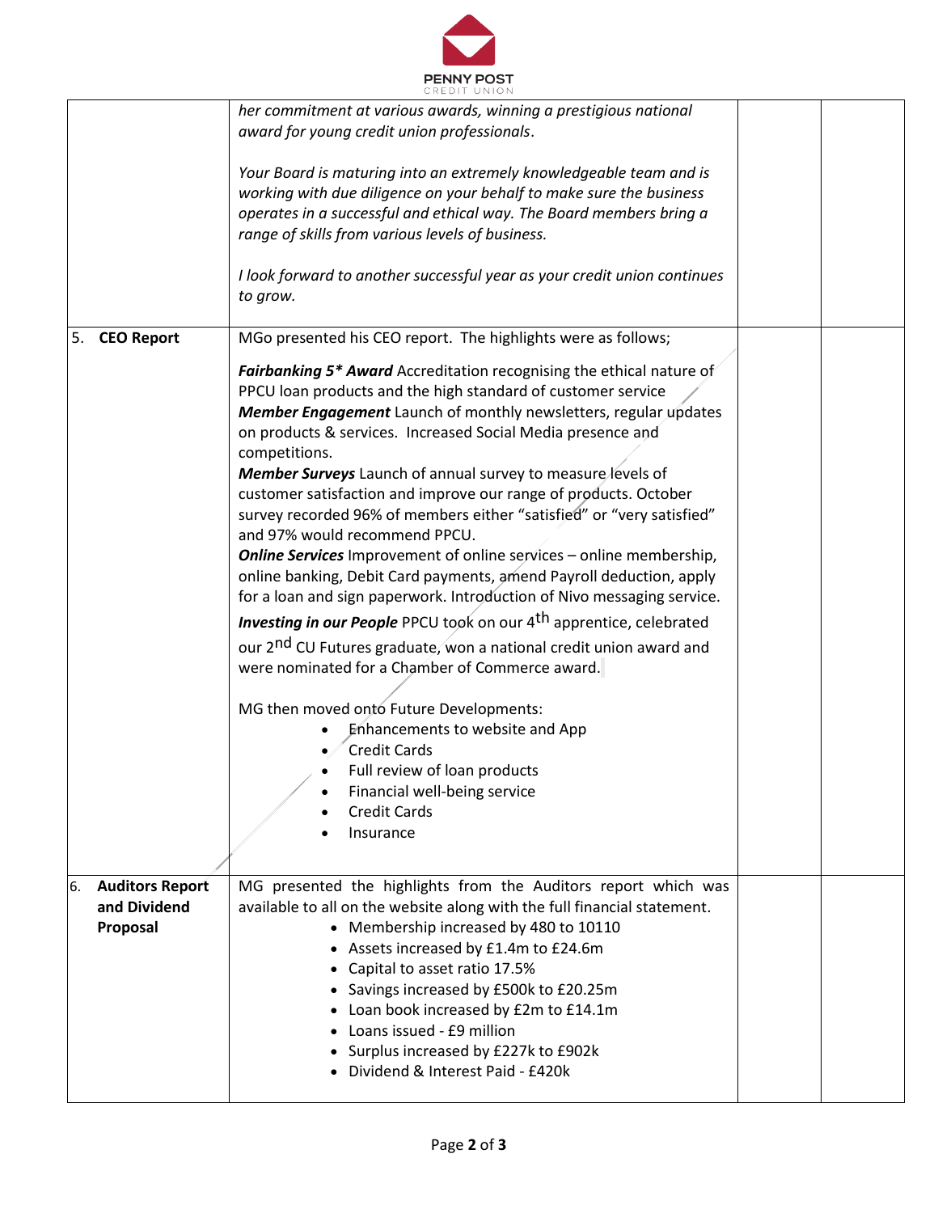| | | | |
|---|---|---|---|
| | *her commitment at various awards, winning a prestigious national award for young credit union professionals.*<br><br>*Your Board is maturing into an extremely knowledgeable team and is working with due diligence on your behalf to make sure the business operates in a successful and ethical way. The Board members bring a range of skills from various levels of business.*<br><br>*I look forward to another successful year as your credit union continues to grow.* | | |
| 5. **CEO Report** | MGo presented his CEO report. The highlights were as follows;<br><br>***Fairbanking 5\* Award*** Accreditation recognising the ethical nature of PPCU loan products and the high standard of customer service<br>***Member Engagement*** Launch of monthly newsletters, regular updates on products & services. Increased Social Media presence and competitions.<br>***Member Surveys*** Launch of annual survey to measure levels of customer satisfaction and improve our range of products. October survey recorded 96% of members either "satisfied" or "very satisfied" and 97% would recommend PPCU.<br>***Online Services*** Improvement of online services – online membership, online banking, Debit Card payments, amend Payroll deduction, apply for a loan and sign paperwork. Introduction of Nivo messaging service.<br>***Investing in our People*** PPCU took on our 4th apprentice, celebrated our 2nd CU Futures graduate, won a national credit union award and were nominated for a Chamber of Commerce award.<br><br>MG then moved onto Future Developments:<br>• Enhancements to website and App<br>• Credit Cards<br>• Full review of loan products<br>• Financial well-being service<br>• Credit Cards<br>• Insurance | | |
| 6. **Auditors Report and Dividend Proposal** | MG presented the highlights from the Auditors report which was available to all on the website along with the full financial statement.<br>• Membership increased by 480 to 10110<br>• Assets increased by £1.4m to £24.6m<br>• Capital to asset ratio 17.5%<br>• Savings increased by £500k to £20.25m<br>• Loan book increased by £2m to £14.1m<br>• Loans issued - £9 million<br>• Surplus increased by £227k to £902k<br>• Dividend & Interest Paid - £420k | | |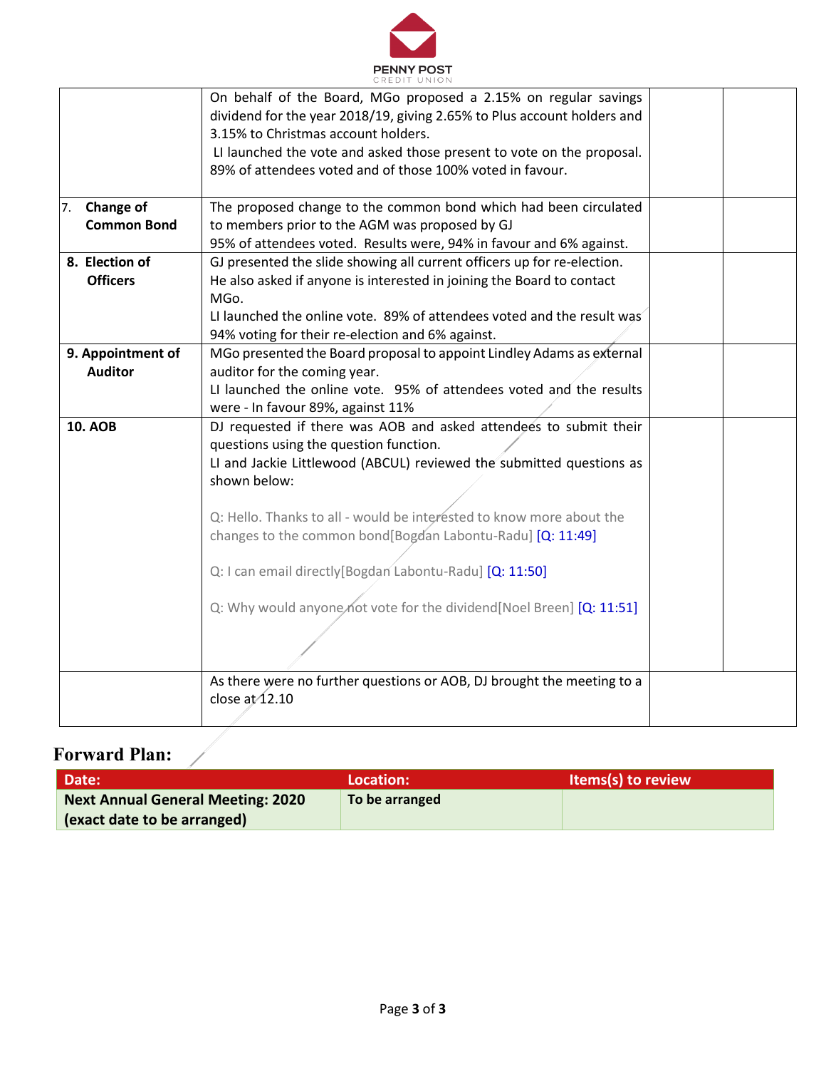PENNY POST CREDIT UNION

| | | | |
|---|---|---|---|
| | On behalf of the Board, MGo proposed a 2.15% on regular savings dividend for the year 2018/19, giving 2.65% to Plus account holders and 3.15% to Christmas account holders.<br>LI launched the vote and asked those present to vote on the proposal. 89% of attendees voted and of those 100% voted in favour. | | |
| 7. **Change of Common Bond** | The proposed change to the common bond which had been circulated to members prior to the AGM was proposed by GJ<br>95% of attendees voted. Results were, 94% in favour and 6% against. | | |
| **8. Election of Officers** | GJ presented the slide showing all current officers up for re-election. He also asked if anyone is interested in joining the Board to contact MGo.<br>LI launched the online vote. 89% of attendees voted and the result was 94% voting for their re-election and 6% against. | | |
| **9. Appointment of Auditor** | MGo presented the Board proposal to appoint Lindley Adams as external auditor for the coming year.<br>LI launched the online vote. 95% of attendees voted and the results were - In favour 89%, against 11% | | |
| **10. AOB** | DJ requested if there was AOB and asked attendees to submit their questions using the question function.<br>LI and Jackie Littlewood (ABCUL) reviewed the submitted questions as shown below:<br><br>Q: Hello. Thanks to all - would be interested to know more about the changes to the common bond[Bogdan Labontu-Radu] [Q: 11:49]<br><br>Q: I can email directly[Bogdan Labontu-Radu] [Q: 11:50]<br><br>Q: Why would anyone not vote for the dividend[Noel Breen] [Q: 11:51] | | |
| | As there were no further questions or AOB, DJ brought the meeting to a close at 12.10 | | |

## Forward Plan:

| Date: | Location: | Items(s) to review |
|---|---|---|
| **Next Annual General Meeting: 2020 (exact date to be arranged)** | **To be arranged** | |